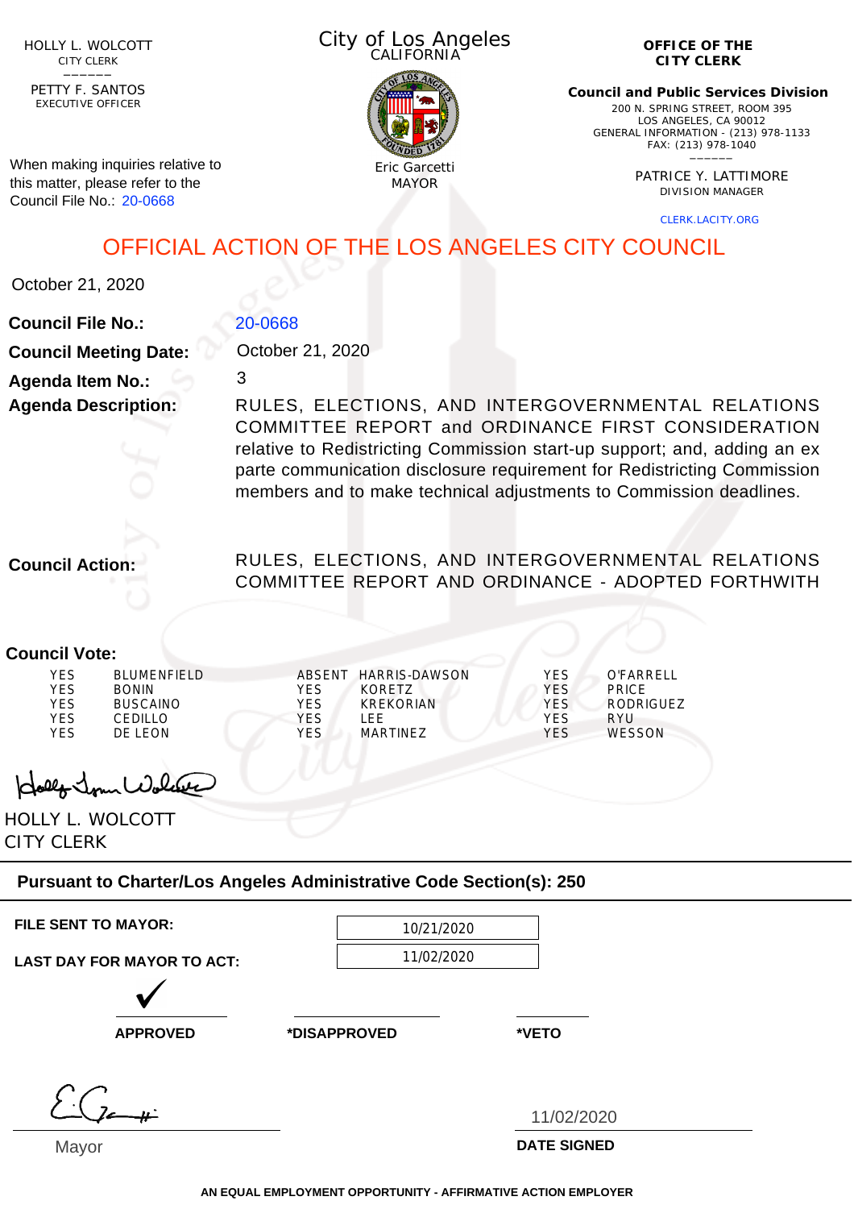HOLLY L. WOLCOTT
CITY CLERK

PETTY F. SANTOS
EXECUTIVE OFFICER

When making inquiries relative to this matter, please refer to the Council File No.: 20-0668

City of Los Angeles
CALIFORNIA

Eric Garcetti
MAYOR

**OFFICE OF THE CITY CLERK**

**Council and Public Services Division**
200 N. SPRING STREET, ROOM 395
LOS ANGELES, CA 90012
GENERAL INFORMATION - (213) 978-1133
FAX: (213) 978-1040

PATRICE Y. LATTIMORE
DIVISION MANAGER

CLERK.LACITY.ORG

# OFFICIAL ACTION OF THE LOS ANGELES CITY COUNCIL

October 21, 2020

**Council File No.:** 20-0668

**Council Meeting Date:** October 21, 2020

**Agenda Item No.:** 3

**Agenda Description:** RULES, ELECTIONS, AND INTERGOVERNMENTAL RELATIONS COMMITTEE REPORT and ORDINANCE FIRST CONSIDERATION relative to Redistricting Commission start-up support; and, adding an ex parte communication disclosure requirement for Redistricting Commission members and to make technical adjustments to Commission deadlines.

**Council Action:** RULES, ELECTIONS, AND INTERGOVERNMENTAL RELATIONS COMMITTEE REPORT AND ORDINANCE - ADOPTED FORTHWITH

**Council Vote:**

| | | | | | |
|---|---|---|---|---|---|
| YES | BLUMENFIELD | ABSENT | HARRIS-DAWSON | YES | O'FARRELL |
| YES | BONIN | YES | KORETZ | YES | PRICE |
| YES | BUSCAINO | YES | KREKORIAN | YES | RODRIGUEZ |
| YES | CEDILLO | YES | LEE | YES | RYU |
| YES | DE LEON | YES | MARTINEZ | YES | WESSON |

HOLLY L. WOLCOTT
CITY CLERK

**Pursuant to Charter/Los Angeles Administrative Code Section(s): 250**

**FILE SENT TO MAYOR:** 10/21/2020

**LAST DAY FOR MAYOR TO ACT:** 11/02/2020

✓ **APPROVED** &nbsp;&nbsp;&nbsp; **\*DISAPPROVED** &nbsp;&nbsp;&nbsp; **\*VETO**

Mayor

11/02/2020
**DATE SIGNED**

AN EQUAL EMPLOYMENT OPPORTUNITY - AFFIRMATIVE ACTION EMPLOYER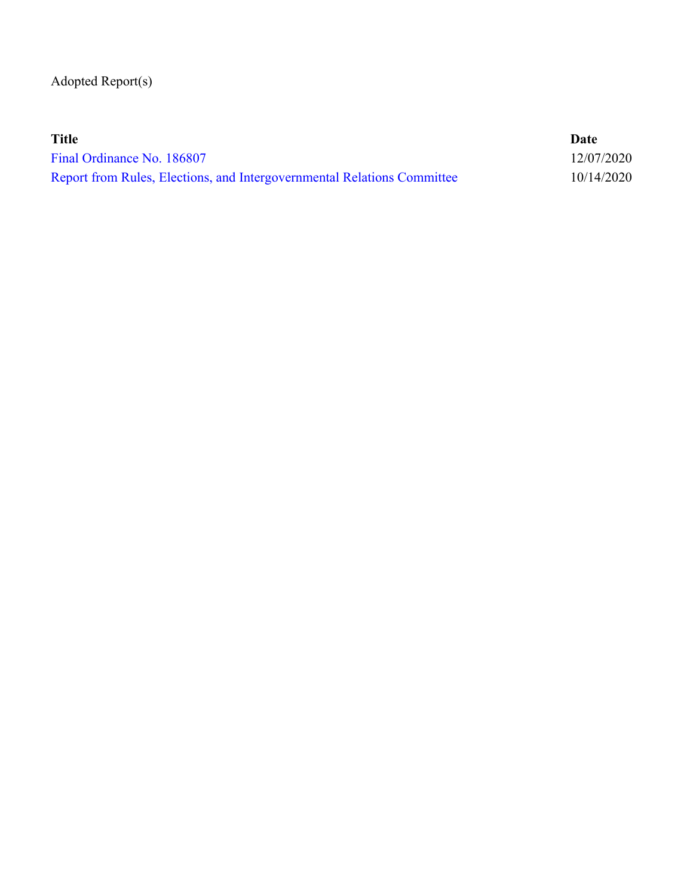Adopted Report(s)

| Title | Date |
| --- | --- |
| Final Ordinance No. 186807 | 12/07/2020 |
| Report from Rules, Elections, and Intergovernmental Relations Committee | 10/14/2020 |